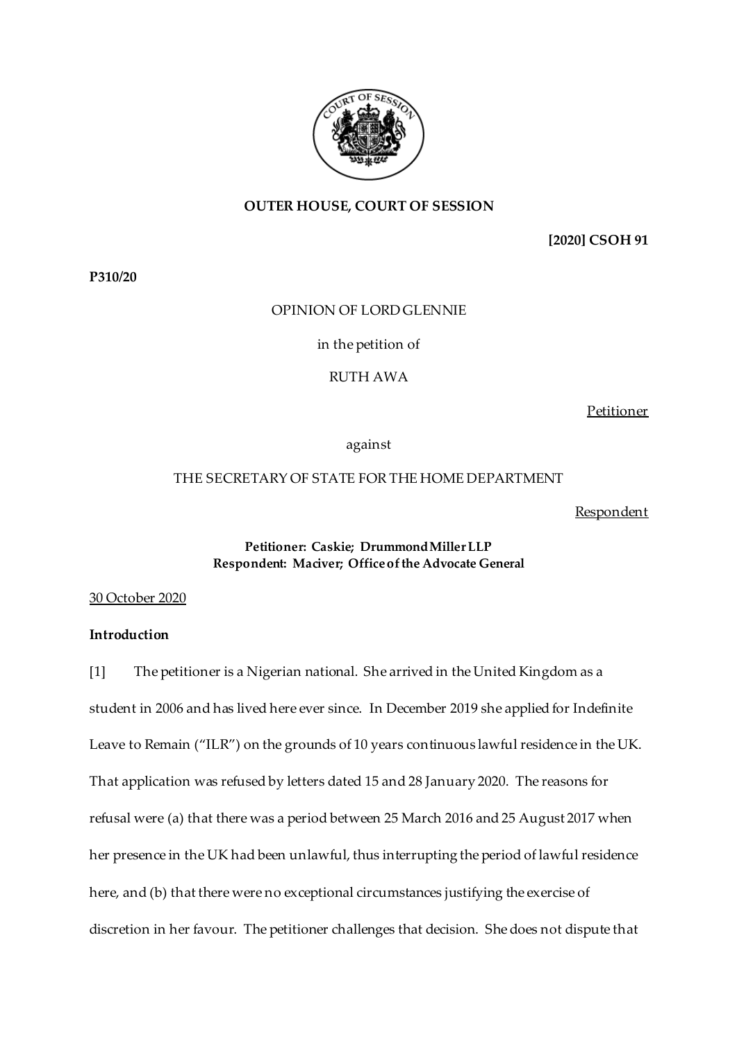**OUTER HOUSE, COURT OF SESSION**

**[2020] CSOH 91**

**P310/20**

OPINION OF LORD GLENNIE

in the petition of

RUTH AWA

Petitioner

against

THE SECRETARY OF STATE FOR THE HOME DEPARTMENT

Respondent

**Petitioner: Caskie; Drummond Miller LLP**
**Respondent: Maciver; Office of the Advocate General**

30 October 2020

**Introduction**

[1] The petitioner is a Nigerian national. She arrived in the United Kingdom as a student in 2006 and has lived here ever since. In December 2019 she applied for Indefinite Leave to Remain ("ILR") on the grounds of 10 years continuous lawful residence in the UK. That application was refused by letters dated 15 and 28 January 2020. The reasons for refusal were (a) that there was a period between 25 March 2016 and 25 August 2017 when her presence in the UK had been unlawful, thus interrupting the period of lawful residence here, and (b) that there were no exceptional circumstances justifying the exercise of discretion in her favour. The petitioner challenges that decision. She does not dispute that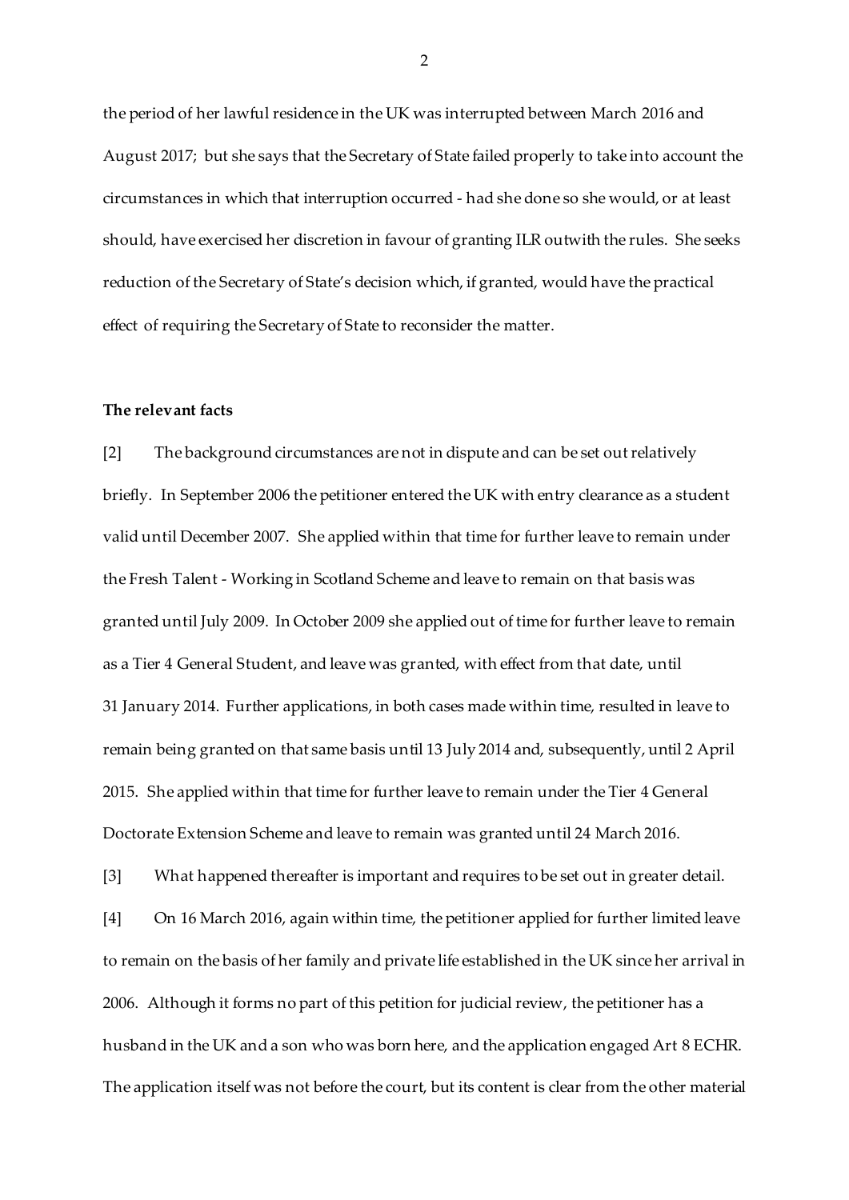the period of her lawful residence in the UK was interrupted between March 2016 and August 2017; but she says that the Secretary of State failed properly to take into account the circumstances in which that interruption occurred - had she done so she would, or at least should, have exercised her discretion in favour of granting ILR outwith the rules. She seeks reduction of the Secretary of State's decision which, if granted, would have the practical effect of requiring the Secretary of State to reconsider the matter.

**The relevant facts**

[2] The background circumstances are not in dispute and can be set out relatively briefly. In September 2006 the petitioner entered the UK with entry clearance as a student valid until December 2007. She applied within that time for further leave to remain under the Fresh Talent - Working in Scotland Scheme and leave to remain on that basis was granted until July 2009. In October 2009 she applied out of time for further leave to remain as a Tier 4 General Student, and leave was granted, with effect from that date, until 31 January 2014. Further applications, in both cases made within time, resulted in leave to remain being granted on that same basis until 13 July 2014 and, subsequently, until 2 April 2015. She applied within that time for further leave to remain under the Tier 4 General Doctorate Extension Scheme and leave to remain was granted until 24 March 2016.

[3] What happened thereafter is important and requires to be set out in greater detail.

[4] On 16 March 2016, again within time, the petitioner applied for further limited leave to remain on the basis of her family and private life established in the UK since her arrival in 2006. Although it forms no part of this petition for judicial review, the petitioner has a husband in the UK and a son who was born here, and the application engaged Art 8 ECHR. The application itself was not before the court, but its content is clear from the other material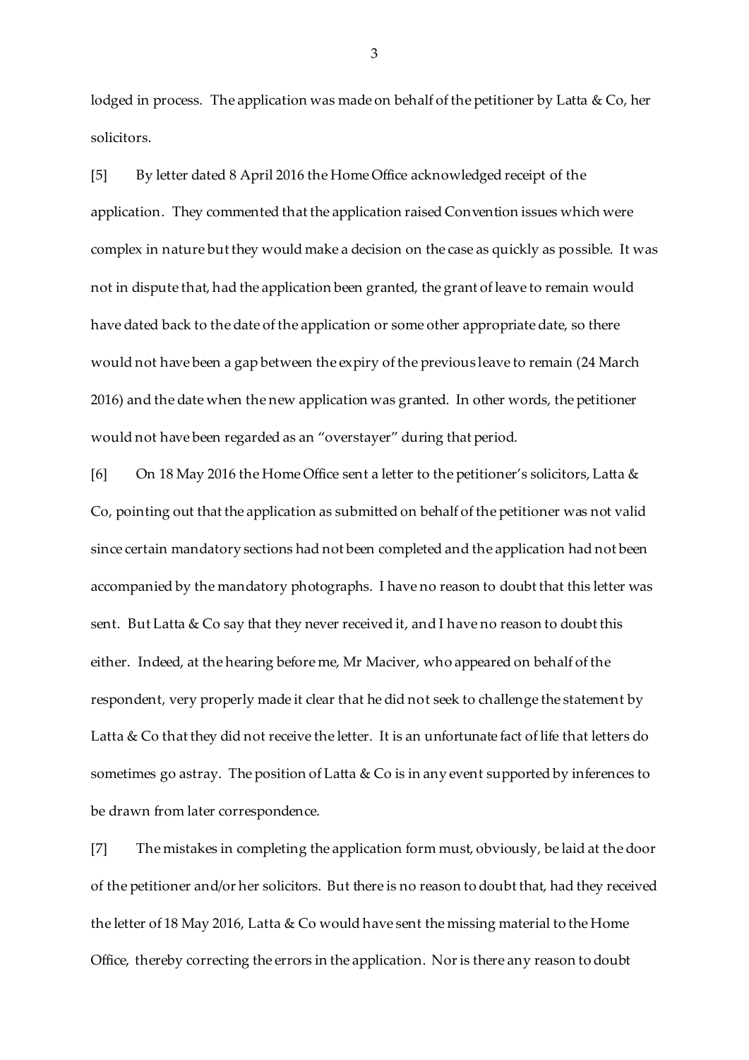lodged in process. The application was made on behalf of the petitioner by Latta & Co, her solicitors.

[5] By letter dated 8 April 2016 the Home Office acknowledged receipt of the application. They commented that the application raised Convention issues which were complex in nature but they would make a decision on the case as quickly as possible. It was not in dispute that, had the application been granted, the grant of leave to remain would have dated back to the date of the application or some other appropriate date, so there would not have been a gap between the expiry of the previous leave to remain (24 March 2016) and the date when the new application was granted. In other words, the petitioner would not have been regarded as an "overstayer" during that period.

[6] On 18 May 2016 the Home Office sent a letter to the petitioner's solicitors, Latta & Co, pointing out that the application as submitted on behalf of the petitioner was not valid since certain mandatory sections had not been completed and the application had not been accompanied by the mandatory photographs. I have no reason to doubt that this letter was sent. But Latta & Co say that they never received it, and I have no reason to doubt this either. Indeed, at the hearing before me, Mr Maciver, who appeared on behalf of the respondent, very properly made it clear that he did not seek to challenge the statement by Latta & Co that they did not receive the letter. It is an unfortunate fact of life that letters do sometimes go astray. The position of Latta & Co is in any event supported by inferences to be drawn from later correspondence.

[7] The mistakes in completing the application form must, obviously, be laid at the door of the petitioner and/or her solicitors. But there is no reason to doubt that, had they received the letter of 18 May 2016, Latta & Co would have sent the missing material to the Home Office, thereby correcting the errors in the application. Nor is there any reason to doubt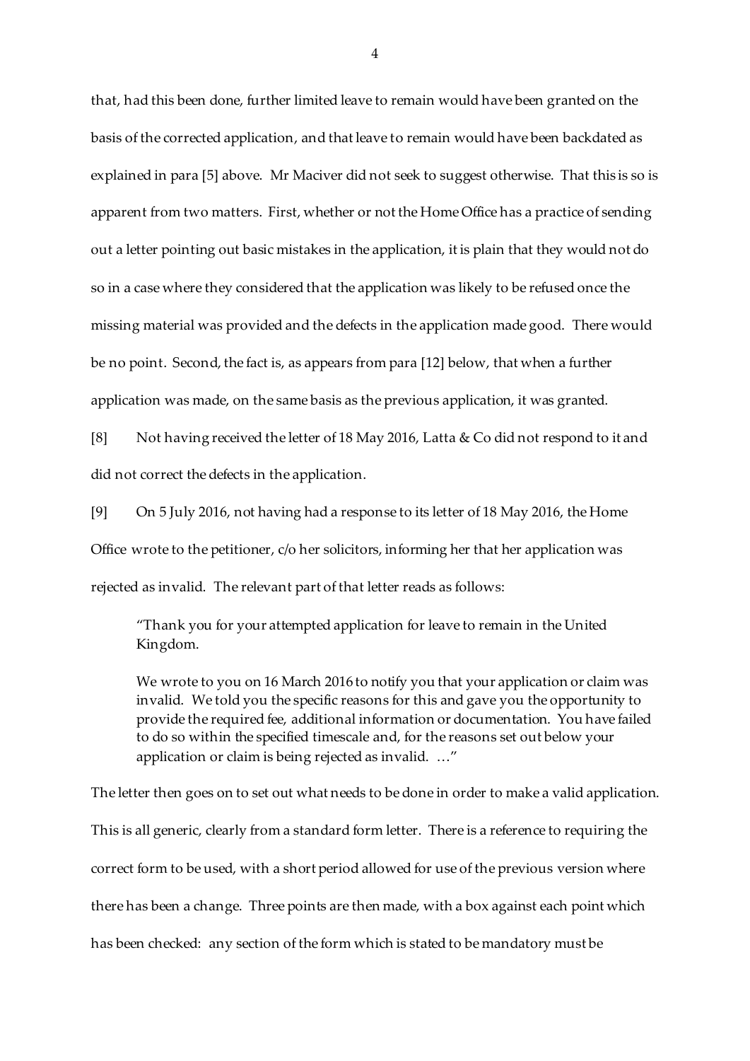that, had this been done, further limited leave to remain would have been granted on the basis of the corrected application, and that leave to remain would have been backdated as explained in para [5] above. Mr Maciver did not seek to suggest otherwise. That this is so is apparent from two matters. First, whether or not the Home Office has a practice of sending out a letter pointing out basic mistakes in the application, it is plain that they would not do so in a case where they considered that the application was likely to be refused once the missing material was provided and the defects in the application made good. There would be no point. Second, the fact is, as appears from para [12] below, that when a further application was made, on the same basis as the previous application, it was granted.

[8] Not having received the letter of 18 May 2016, Latta & Co did not respond to it and did not correct the defects in the application.

[9] On 5 July 2016, not having had a response to its letter of 18 May 2016, the Home Office wrote to the petitioner, c/o her solicitors, informing her that her application was rejected as invalid. The relevant part of that letter reads as follows:

> "Thank you for your attempted application for leave to remain in the United Kingdom.
>
> We wrote to you on 16 March 2016 to notify you that your application or claim was invalid. We told you the specific reasons for this and gave you the opportunity to provide the required fee, additional information or documentation. You have failed to do so within the specified timescale and, for the reasons set out below your application or claim is being rejected as invalid. …"

The letter then goes on to set out what needs to be done in order to make a valid application. This is all generic, clearly from a standard form letter. There is a reference to requiring the correct form to be used, with a short period allowed for use of the previous version where there has been a change. Three points are then made, with a box against each point which has been checked: any section of the form which is stated to be mandatory must be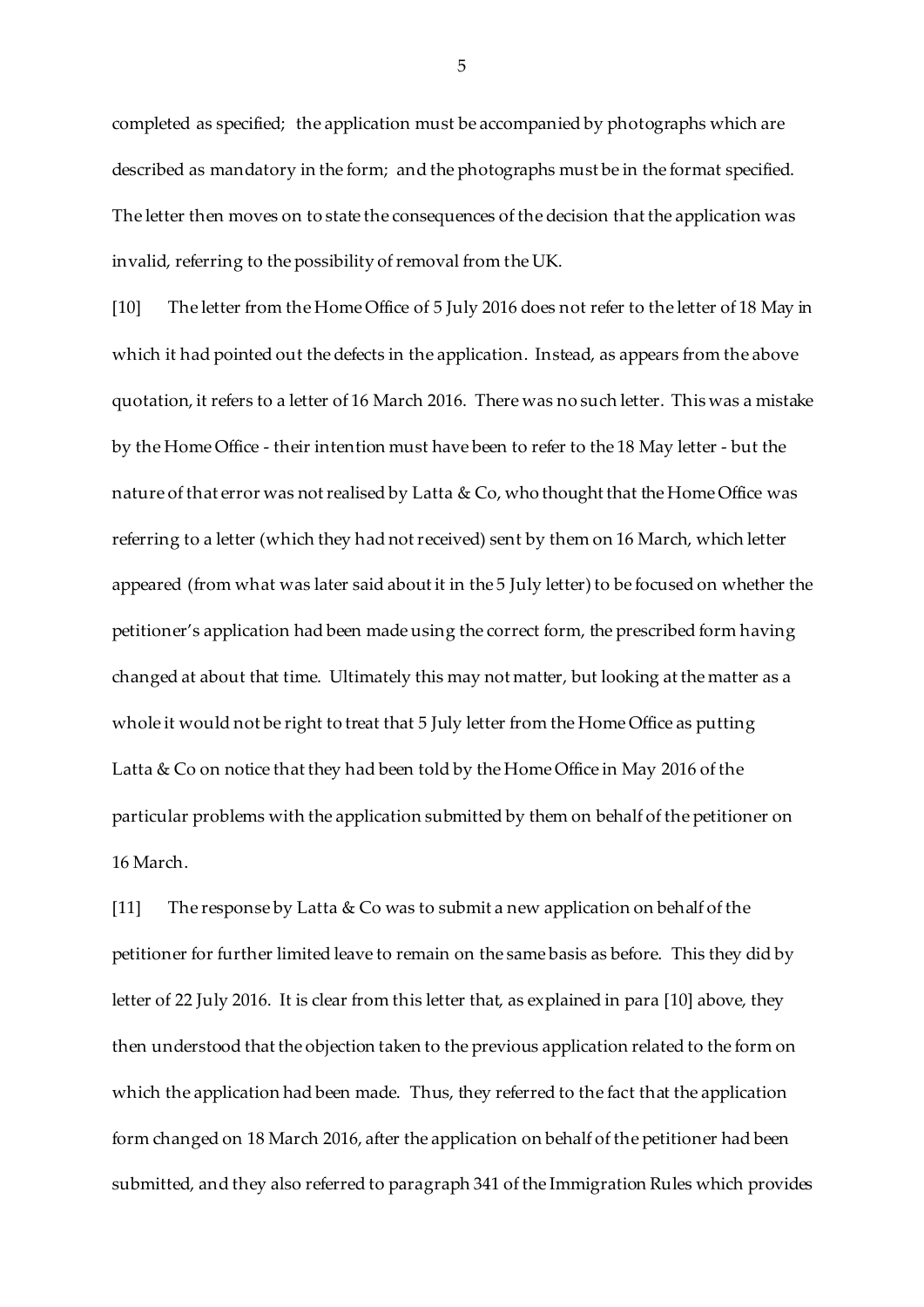completed as specified; the application must be accompanied by photographs which are described as mandatory in the form; and the photographs must be in the format specified. The letter then moves on to state the consequences of the decision that the application was invalid, referring to the possibility of removal from the UK.

[10] The letter from the Home Office of 5 July 2016 does not refer to the letter of 18 May in which it had pointed out the defects in the application. Instead, as appears from the above quotation, it refers to a letter of 16 March 2016. There was no such letter. This was a mistake by the Home Office - their intention must have been to refer to the 18 May letter - but the nature of that error was not realised by Latta & Co, who thought that the Home Office was referring to a letter (which they had not received) sent by them on 16 March, which letter appeared (from what was later said about it in the 5 July letter) to be focused on whether the petitioner's application had been made using the correct form, the prescribed form having changed at about that time. Ultimately this may not matter, but looking at the matter as a whole it would not be right to treat that 5 July letter from the Home Office as putting Latta & Co on notice that they had been told by the Home Office in May 2016 of the particular problems with the application submitted by them on behalf of the petitioner on 16 March.

[11] The response by Latta & Co was to submit a new application on behalf of the petitioner for further limited leave to remain on the same basis as before. This they did by letter of 22 July 2016. It is clear from this letter that, as explained in para [10] above, they then understood that the objection taken to the previous application related to the form on which the application had been made. Thus, they referred to the fact that the application form changed on 18 March 2016, after the application on behalf of the petitioner had been submitted, and they also referred to paragraph 341 of the Immigration Rules which provides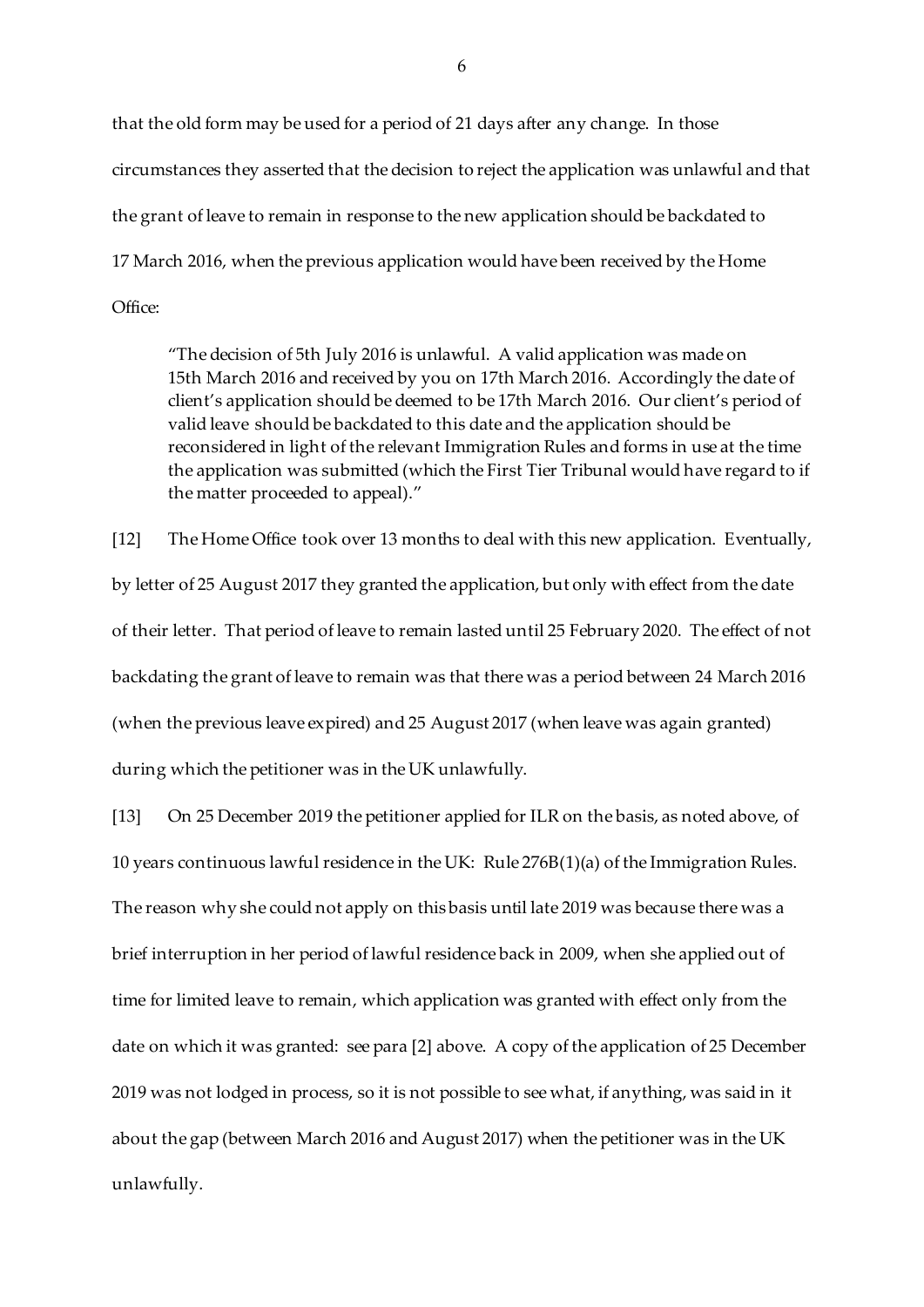that the old form may be used for a period of 21 days after any change. In those circumstances they asserted that the decision to reject the application was unlawful and that the grant of leave to remain in response to the new application should be backdated to 17 March 2016, when the previous application would have been received by the Home Office:

> "The decision of 5th July 2016 is unlawful. A valid application was made on 15th March 2016 and received by you on 17th March 2016. Accordingly the date of client's application should be deemed to be 17th March 2016. Our client's period of valid leave should be backdated to this date and the application should be reconsidered in light of the relevant Immigration Rules and forms in use at the time the application was submitted (which the First Tier Tribunal would have regard to if the matter proceeded to appeal)."

[12] The Home Office took over 13 months to deal with this new application. Eventually, by letter of 25 August 2017 they granted the application, but only with effect from the date of their letter. That period of leave to remain lasted until 25 February 2020. The effect of not backdating the grant of leave to remain was that there was a period between 24 March 2016 (when the previous leave expired) and 25 August 2017 (when leave was again granted) during which the petitioner was in the UK unlawfully.

[13] On 25 December 2019 the petitioner applied for ILR on the basis, as noted above, of 10 years continuous lawful residence in the UK: Rule 276B(1)(a) of the Immigration Rules. The reason why she could not apply on this basis until late 2019 was because there was a brief interruption in her period of lawful residence back in 2009, when she applied out of time for limited leave to remain, which application was granted with effect only from the date on which it was granted: see para [2] above. A copy of the application of 25 December 2019 was not lodged in process, so it is not possible to see what, if anything, was said in it about the gap (between March 2016 and August 2017) when the petitioner was in the UK unlawfully.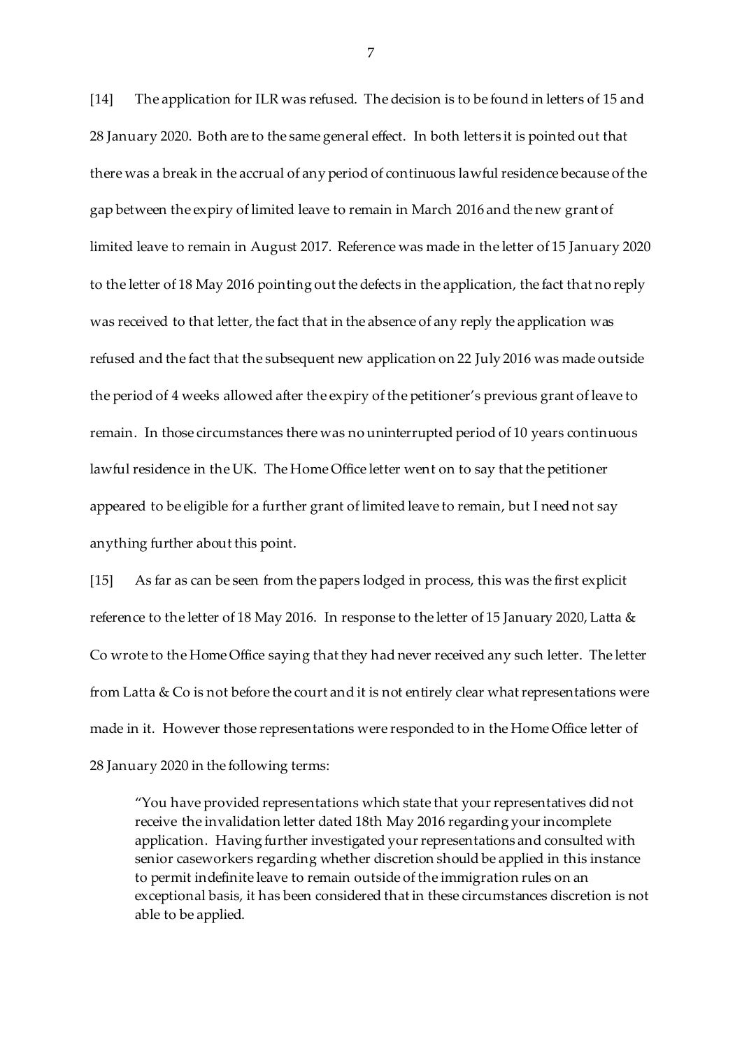[14] The application for ILR was refused. The decision is to be found in letters of 15 and 28 January 2020. Both are to the same general effect. In both letters it is pointed out that there was a break in the accrual of any period of continuous lawful residence because of the gap between the expiry of limited leave to remain in March 2016 and the new grant of limited leave to remain in August 2017. Reference was made in the letter of 15 January 2020 to the letter of 18 May 2016 pointing out the defects in the application, the fact that no reply was received to that letter, the fact that in the absence of any reply the application was refused and the fact that the subsequent new application on 22 July 2016 was made outside the period of 4 weeks allowed after the expiry of the petitioner's previous grant of leave to remain. In those circumstances there was no uninterrupted period of 10 years continuous lawful residence in the UK. The Home Office letter went on to say that the petitioner appeared to be eligible for a further grant of limited leave to remain, but I need not say anything further about this point.

[15] As far as can be seen from the papers lodged in process, this was the first explicit reference to the letter of 18 May 2016. In response to the letter of 15 January 2020, Latta & Co wrote to the Home Office saying that they had never received any such letter. The letter from Latta & Co is not before the court and it is not entirely clear what representations were made in it. However those representations were responded to in the Home Office letter of 28 January 2020 in the following terms:

> "You have provided representations which state that your representatives did not receive the invalidation letter dated 18th May 2016 regarding your incomplete application. Having further investigated your representations and consulted with senior caseworkers regarding whether discretion should be applied in this instance to permit indefinite leave to remain outside of the immigration rules on an exceptional basis, it has been considered that in these circumstances discretion is not able to be applied.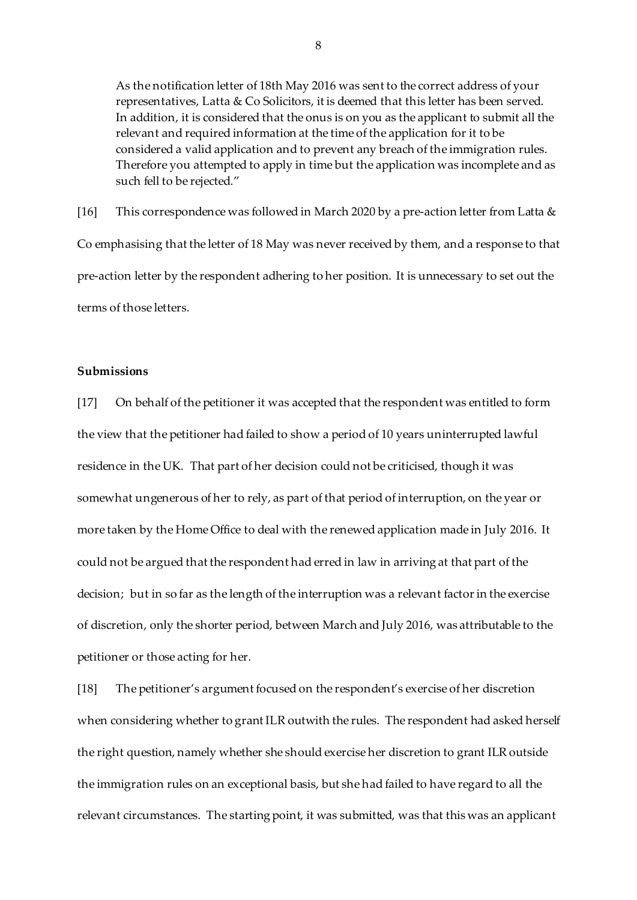As the notification letter of 18th May 2016 was sent to the correct address of your representatives, Latta & Co Solicitors, it is deemed that this letter has been served. In addition, it is considered that the onus is on you as the applicant to submit all the relevant and required information at the time of the application for it to be considered a valid application and to prevent any breach of the immigration rules. Therefore you attempted to apply in time but the application was incomplete and as such fell to be rejected."

[16] This correspondence was followed in March 2020 by a pre-action letter from Latta & Co emphasising that the letter of 18 May was never received by them, and a response to that pre-action letter by the respondent adhering to her position. It is unnecessary to set out the terms of those letters.

**Submissions**

[17] On behalf of the petitioner it was accepted that the respondent was entitled to form the view that the petitioner had failed to show a period of 10 years uninterrupted lawful residence in the UK. That part of her decision could not be criticised, though it was somewhat ungenerous of her to rely, as part of that period of interruption, on the year or more taken by the Home Office to deal with the renewed application made in July 2016. It could not be argued that the respondent had erred in law in arriving at that part of the decision; but in so far as the length of the interruption was a relevant factor in the exercise of discretion, only the shorter period, between March and July 2016, was attributable to the petitioner or those acting for her.

[18] The petitioner's argument focused on the respondent's exercise of her discretion when considering whether to grant ILR outwith the rules. The respondent had asked herself the right question, namely whether she should exercise her discretion to grant ILR outside the immigration rules on an exceptional basis, but she had failed to have regard to all the relevant circumstances. The starting point, it was submitted, was that this was an applicant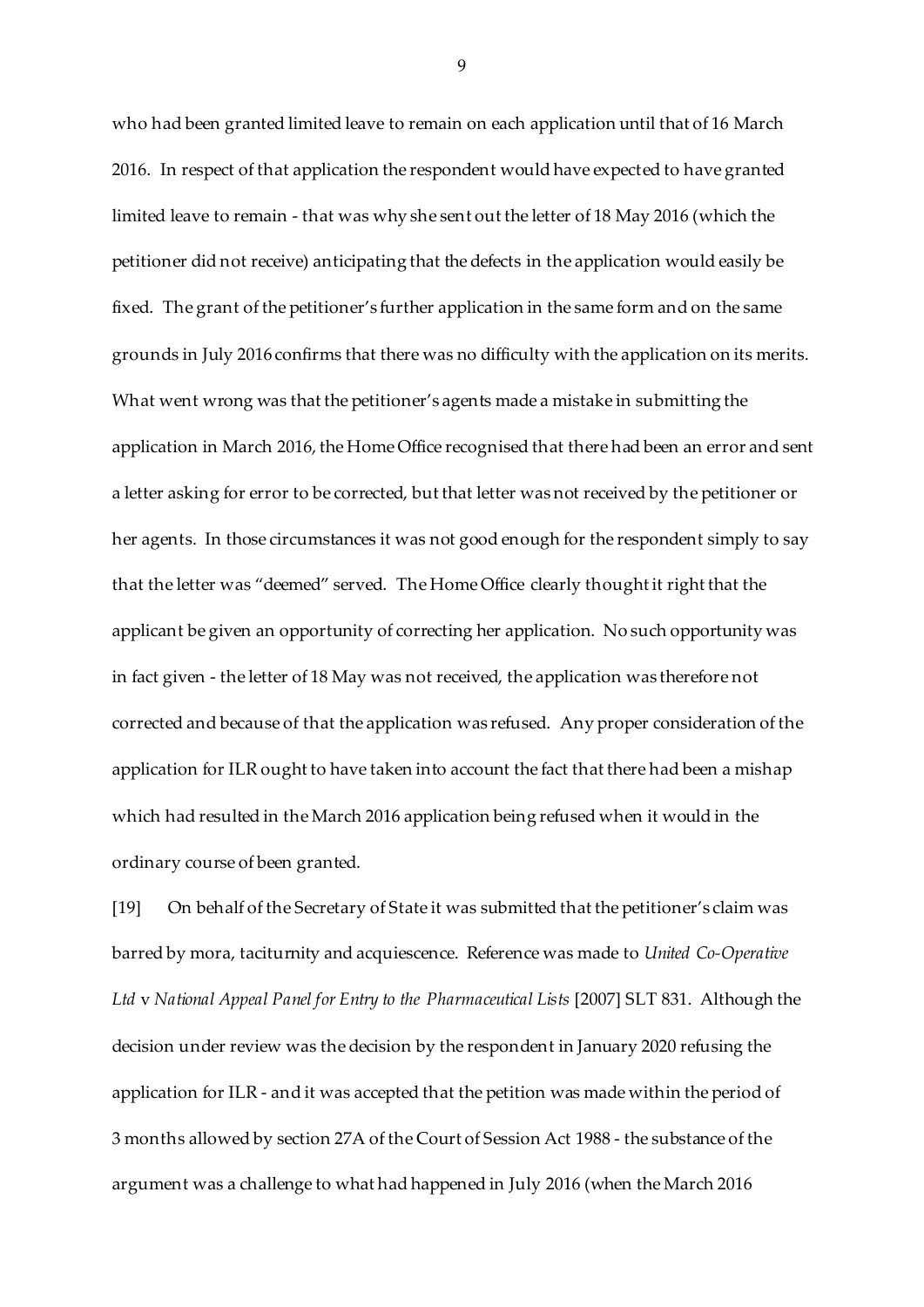who had been granted limited leave to remain on each application until that of 16 March 2016. In respect of that application the respondent would have expected to have granted limited leave to remain - that was why she sent out the letter of 18 May 2016 (which the petitioner did not receive) anticipating that the defects in the application would easily be fixed. The grant of the petitioner's further application in the same form and on the same grounds in July 2016 confirms that there was no difficulty with the application on its merits. What went wrong was that the petitioner's agents made a mistake in submitting the application in March 2016, the Home Office recognised that there had been an error and sent a letter asking for error to be corrected, but that letter was not received by the petitioner or her agents. In those circumstances it was not good enough for the respondent simply to say that the letter was "deemed" served. The Home Office clearly thought it right that the applicant be given an opportunity of correcting her application. No such opportunity was in fact given - the letter of 18 May was not received, the application was therefore not corrected and because of that the application was refused. Any proper consideration of the application for ILR ought to have taken into account the fact that there had been a mishap which had resulted in the March 2016 application being refused when it would in the ordinary course of been granted.

[19] On behalf of the Secretary of State it was submitted that the petitioner's claim was barred by mora, taciturnity and acquiescence. Reference was made to *United Co-Operative Ltd* v *National Appeal Panel for Entry to the Pharmaceutical Lists* [2007] SLT 831. Although the decision under review was the decision by the respondent in January 2020 refusing the application for ILR - and it was accepted that the petition was made within the period of 3 months allowed by section 27A of the Court of Session Act 1988 - the substance of the argument was a challenge to what had happened in July 2016 (when the March 2016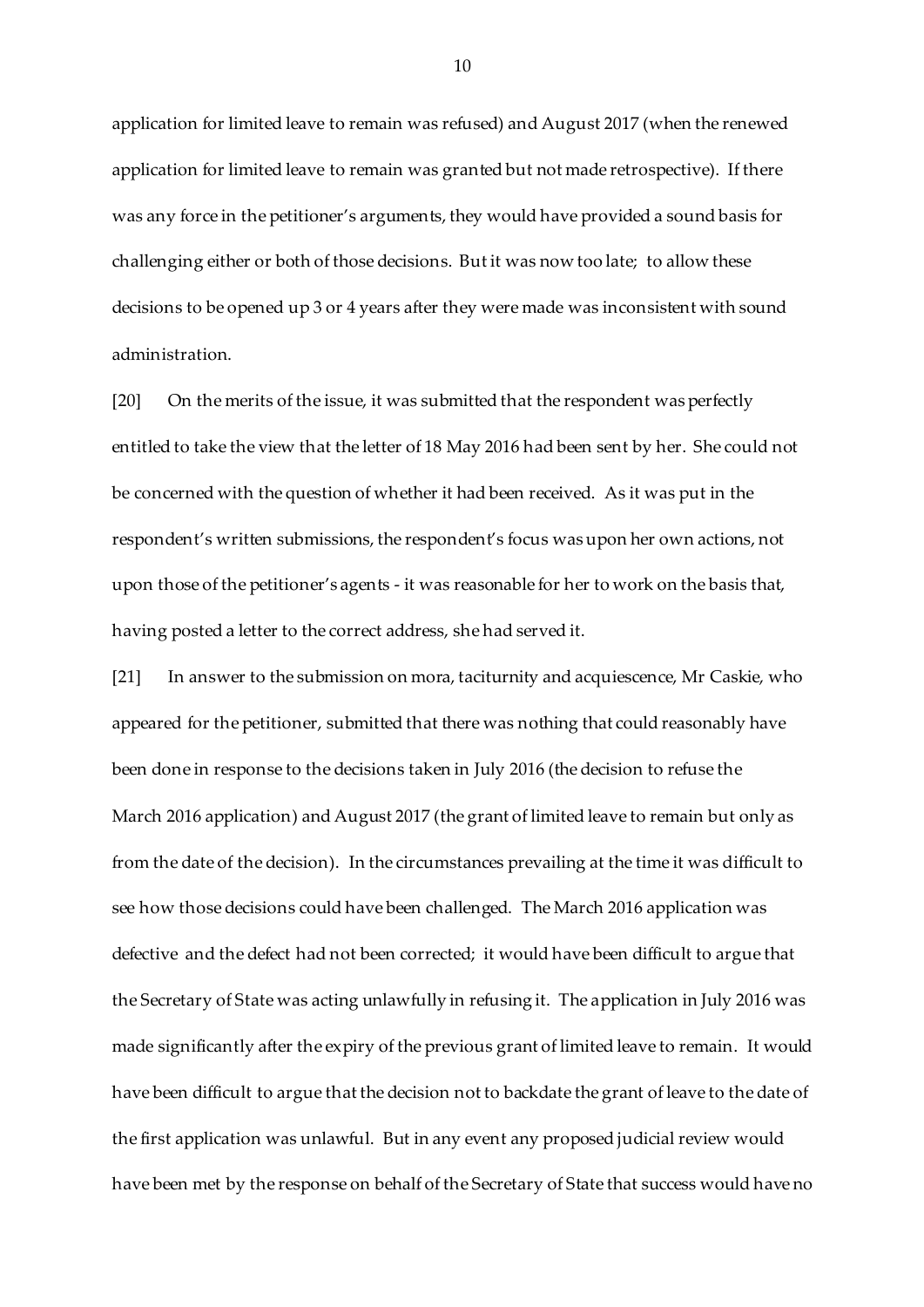application for limited leave to remain was refused) and August 2017 (when the renewed application for limited leave to remain was granted but not made retrospective). If there was any force in the petitioner's arguments, they would have provided a sound basis for challenging either or both of those decisions. But it was now too late; to allow these decisions to be opened up 3 or 4 years after they were made was inconsistent with sound administration.

[20] On the merits of the issue, it was submitted that the respondent was perfectly entitled to take the view that the letter of 18 May 2016 had been sent by her. She could not be concerned with the question of whether it had been received. As it was put in the respondent's written submissions, the respondent's focus was upon her own actions, not upon those of the petitioner's agents - it was reasonable for her to work on the basis that, having posted a letter to the correct address, she had served it.

[21] In answer to the submission on mora, taciturnity and acquiescence, Mr Caskie, who appeared for the petitioner, submitted that there was nothing that could reasonably have been done in response to the decisions taken in July 2016 (the decision to refuse the March 2016 application) and August 2017 (the grant of limited leave to remain but only as from the date of the decision). In the circumstances prevailing at the time it was difficult to see how those decisions could have been challenged. The March 2016 application was defective and the defect had not been corrected; it would have been difficult to argue that the Secretary of State was acting unlawfully in refusing it. The application in July 2016 was made significantly after the expiry of the previous grant of limited leave to remain. It would have been difficult to argue that the decision not to backdate the grant of leave to the date of the first application was unlawful. But in any event any proposed judicial review would have been met by the response on behalf of the Secretary of State that success would have no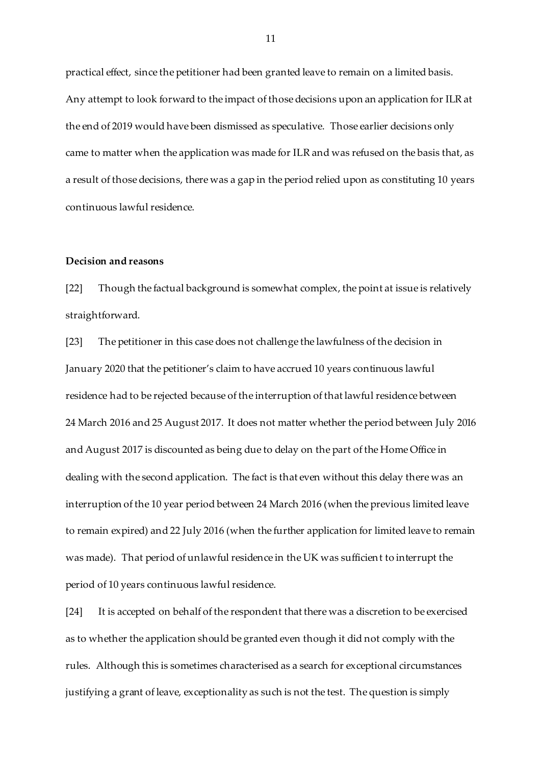practical effect, since the petitioner had been granted leave to remain on a limited basis. Any attempt to look forward to the impact of those decisions upon an application for ILR at the end of 2019 would have been dismissed as speculative. Those earlier decisions only came to matter when the application was made for ILR and was refused on the basis that, as a result of those decisions, there was a gap in the period relied upon as constituting 10 years continuous lawful residence.

**Decision and reasons**

[22] Though the factual background is somewhat complex, the point at issue is relatively straightforward.

[23] The petitioner in this case does not challenge the lawfulness of the decision in January 2020 that the petitioner's claim to have accrued 10 years continuous lawful residence had to be rejected because of the interruption of that lawful residence between 24 March 2016 and 25 August 2017. It does not matter whether the period between July 2016 and August 2017 is discounted as being due to delay on the part of the Home Office in dealing with the second application. The fact is that even without this delay there was an interruption of the 10 year period between 24 March 2016 (when the previous limited leave to remain expired) and 22 July 2016 (when the further application for limited leave to remain was made). That period of unlawful residence in the UK was sufficient to interrupt the period of 10 years continuous lawful residence.

[24] It is accepted on behalf of the respondent that there was a discretion to be exercised as to whether the application should be granted even though it did not comply with the rules. Although this is sometimes characterised as a search for exceptional circumstances justifying a grant of leave, exceptionality as such is not the test. The question is simply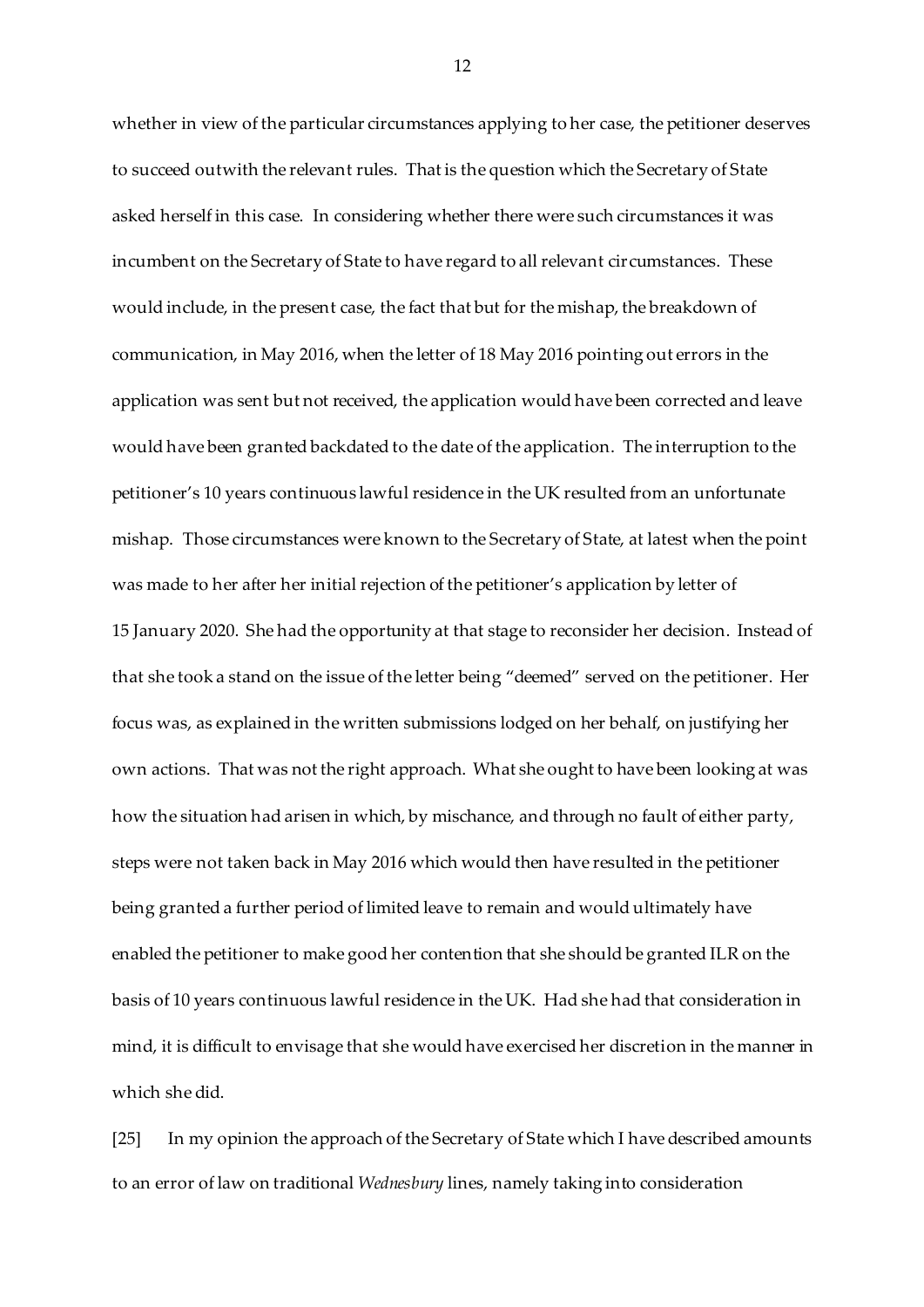whether in view of the particular circumstances applying to her case, the petitioner deserves to succeed outwith the relevant rules. That is the question which the Secretary of State asked herself in this case. In considering whether there were such circumstances it was incumbent on the Secretary of State to have regard to all relevant circumstances. These would include, in the present case, the fact that but for the mishap, the breakdown of communication, in May 2016, when the letter of 18 May 2016 pointing out errors in the application was sent but not received, the application would have been corrected and leave would have been granted backdated to the date of the application. The interruption to the petitioner's 10 years continuous lawful residence in the UK resulted from an unfortunate mishap. Those circumstances were known to the Secretary of State, at latest when the point was made to her after her initial rejection of the petitioner's application by letter of 15 January 2020. She had the opportunity at that stage to reconsider her decision. Instead of that she took a stand on the issue of the letter being "deemed" served on the petitioner. Her focus was, as explained in the written submissions lodged on her behalf, on justifying her own actions. That was not the right approach. What she ought to have been looking at was how the situation had arisen in which, by mischance, and through no fault of either party, steps were not taken back in May 2016 which would then have resulted in the petitioner being granted a further period of limited leave to remain and would ultimately have enabled the petitioner to make good her contention that she should be granted ILR on the basis of 10 years continuous lawful residence in the UK. Had she had that consideration in mind, it is difficult to envisage that she would have exercised her discretion in the manner in which she did.

[25] In my opinion the approach of the Secretary of State which I have described amounts to an error of law on traditional *Wednesbury* lines, namely taking into consideration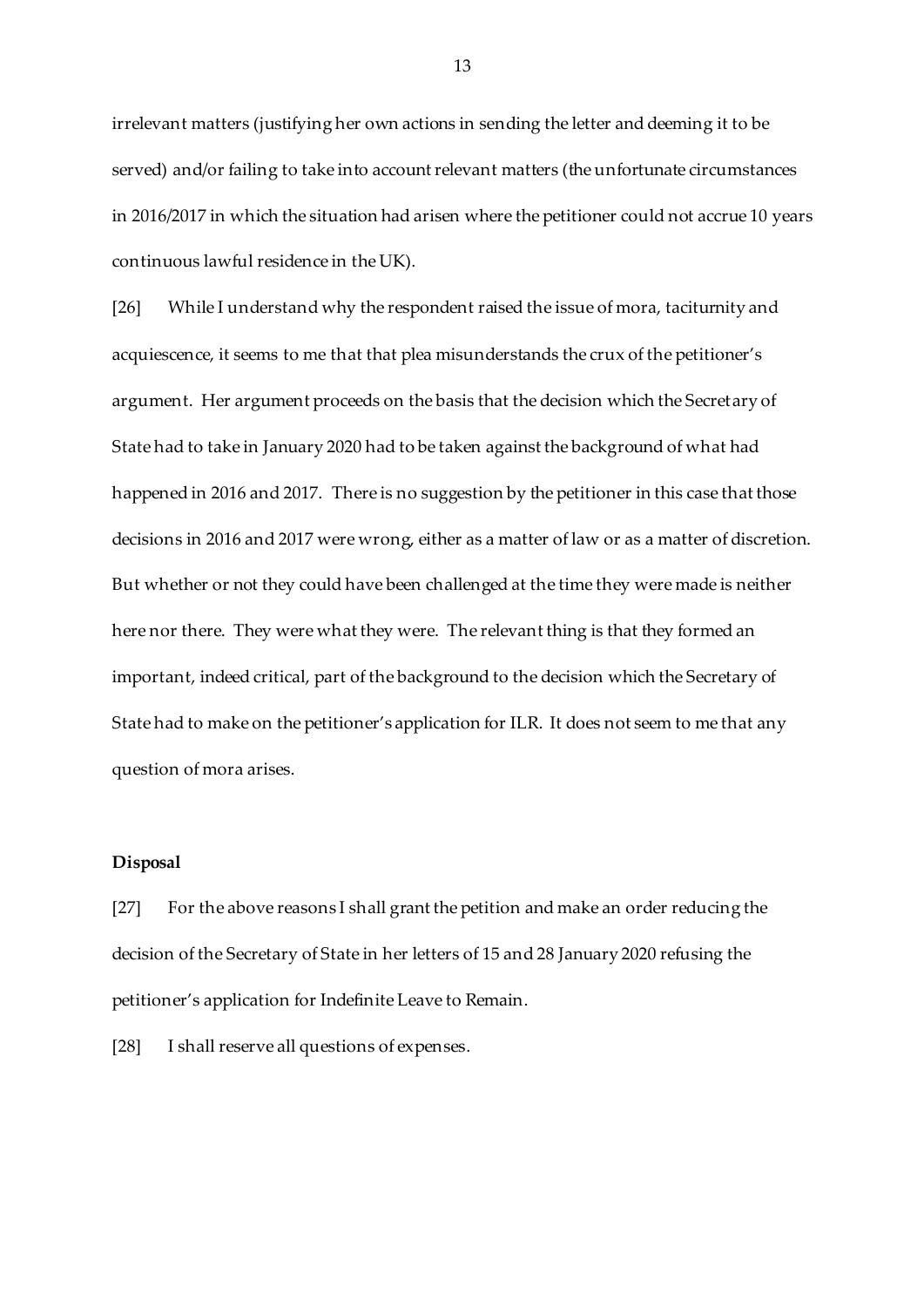irrelevant matters (justifying her own actions in sending the letter and deeming it to be served) and/or failing to take into account relevant matters (the unfortunate circumstances in 2016/2017 in which the situation had arisen where the petitioner could not accrue 10 years continuous lawful residence in the UK).

[26] While I understand why the respondent raised the issue of mora, taciturnity and acquiescence, it seems to me that that plea misunderstands the crux of the petitioner's argument. Her argument proceeds on the basis that the decision which the Secretary of State had to take in January 2020 had to be taken against the background of what had happened in 2016 and 2017. There is no suggestion by the petitioner in this case that those decisions in 2016 and 2017 were wrong, either as a matter of law or as a matter of discretion. But whether or not they could have been challenged at the time they were made is neither here nor there. They were what they were. The relevant thing is that they formed an important, indeed critical, part of the background to the decision which the Secretary of State had to make on the petitioner's application for ILR. It does not seem to me that any question of mora arises.

**Disposal**

[27] For the above reasons I shall grant the petition and make an order reducing the decision of the Secretary of State in her letters of 15 and 28 January 2020 refusing the petitioner's application for Indefinite Leave to Remain.

[28] I shall reserve all questions of expenses.